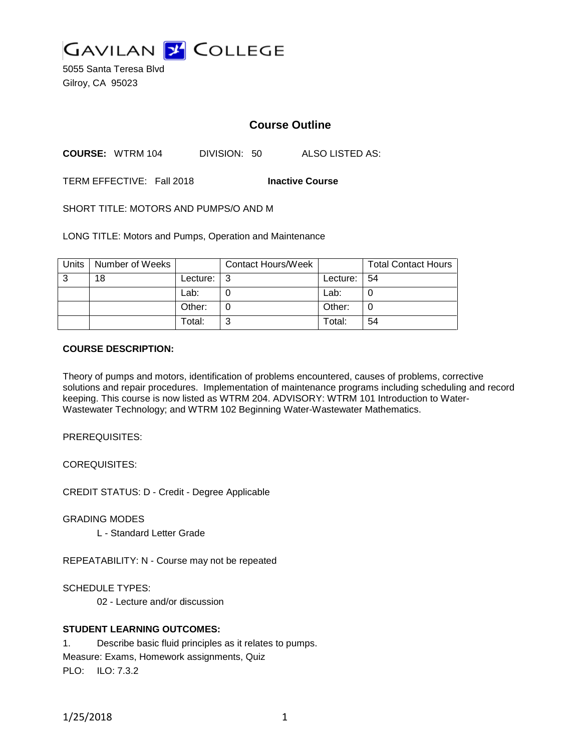# GAVILAN COLLEGE

5055 Santa Teresa Blvd
Gilroy, CA 95023

## Course Outline

**COURSE:** WTRM 104 DIVISION: 50 ALSO LISTED AS:

TERM EFFECTIVE: Fall 2018 **Inactive Course**

SHORT TITLE: MOTORS AND PUMPS/O AND M

LONG TITLE: Motors and Pumps, Operation and Maintenance

| Units | Number of Weeks | | Contact Hours/Week | | Total Contact Hours |
|---|---|---|---|---|---|
| 3 | 18 | Lecture: | 3 | Lecture: | 54 |
| | | Lab: | 0 | Lab: | 0 |
| | | Other: | 0 | Other: | 0 |
| | | Total: | 3 | Total: | 54 |

**COURSE DESCRIPTION:**

Theory of pumps and motors, identification of problems encountered, causes of problems, corrective solutions and repair procedures. Implementation of maintenance programs including scheduling and record keeping. This course is now listed as WTRM 204. ADVISORY: WTRM 101 Introduction to Water-Wastewater Technology; and WTRM 102 Beginning Water-Wastewater Mathematics.

PREREQUISITES:

COREQUISITES:

CREDIT STATUS: D - Credit - Degree Applicable

GRADING MODES

L - Standard Letter Grade

REPEATABILITY: N - Course may not be repeated

SCHEDULE TYPES:

02 - Lecture and/or discussion

**STUDENT LEARNING OUTCOMES:**

1. Describe basic fluid principles as it relates to pumps.

Measure: Exams, Homework assignments, Quiz

PLO: ILO: 7.3.2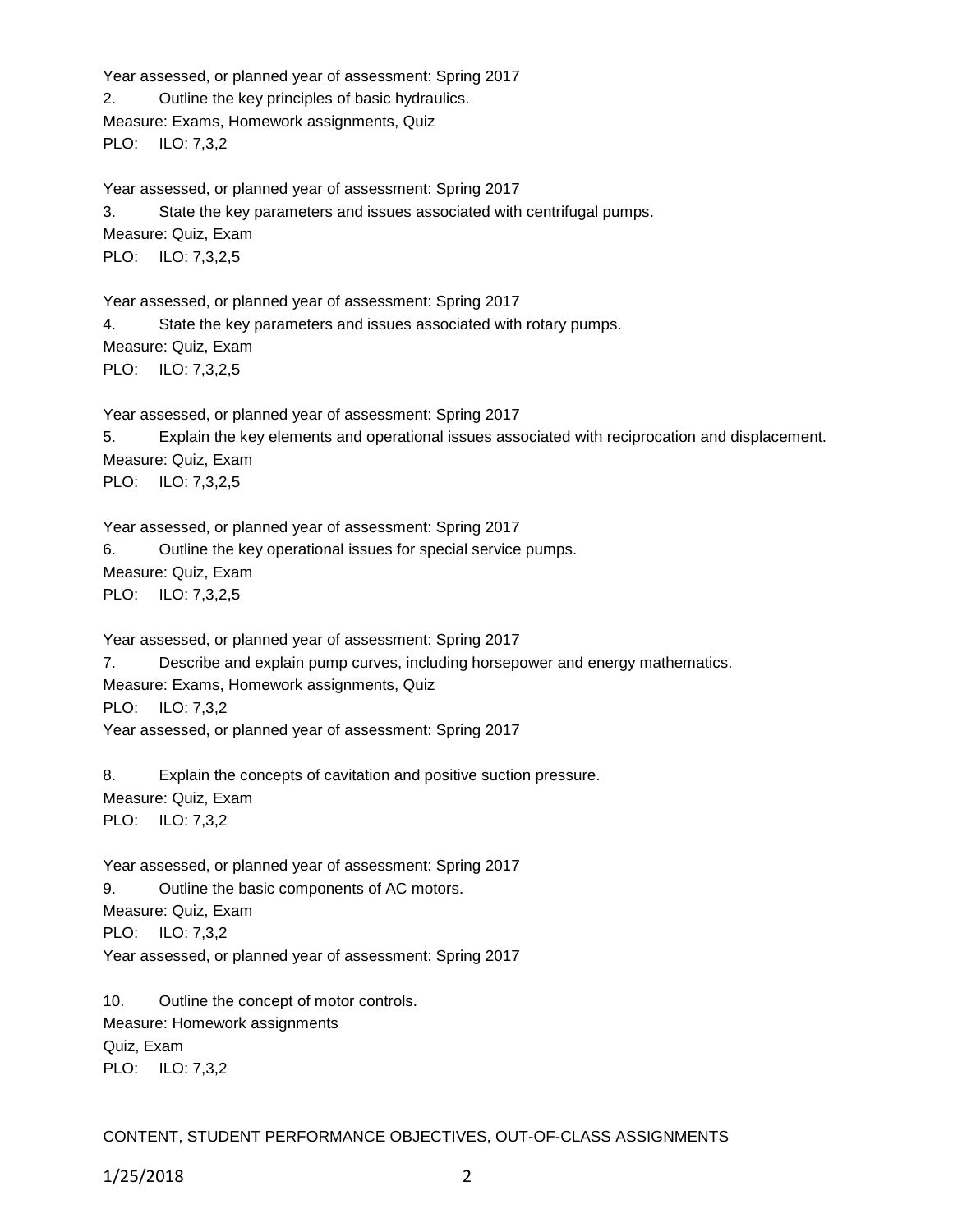Year assessed, or planned year of assessment: Spring 2017

2. Outline the key principles of basic hydraulics.

Measure: Exams, Homework assignments, Quiz

PLO: ILO: 7,3,2

Year assessed, or planned year of assessment: Spring 2017

3. State the key parameters and issues associated with centrifugal pumps.

Measure: Quiz, Exam

PLO: ILO: 7,3,2,5

Year assessed, or planned year of assessment: Spring 2017

4. State the key parameters and issues associated with rotary pumps.

Measure: Quiz, Exam

PLO: ILO: 7,3,2,5

Year assessed, or planned year of assessment: Spring 2017

5. Explain the key elements and operational issues associated with reciprocation and displacement.

Measure: Quiz, Exam

PLO: ILO: 7,3,2,5

Year assessed, or planned year of assessment: Spring 2017

6. Outline the key operational issues for special service pumps.

Measure: Quiz, Exam

PLO: ILO: 7,3,2,5

Year assessed, or planned year of assessment: Spring 2017

7. Describe and explain pump curves, including horsepower and energy mathematics.

Measure: Exams, Homework assignments, Quiz

PLO: ILO: 7,3,2

Year assessed, or planned year of assessment: Spring 2017

8. Explain the concepts of cavitation and positive suction pressure.

Measure: Quiz, Exam

PLO: ILO: 7,3,2

Year assessed, or planned year of assessment: Spring 2017

9. Outline the basic components of AC motors.

Measure: Quiz, Exam

PLO: ILO: 7,3,2

Year assessed, or planned year of assessment: Spring 2017

10. Outline the concept of motor controls.

Measure: Homework assignments

Quiz, Exam

PLO: ILO: 7,3,2

CONTENT, STUDENT PERFORMANCE OBJECTIVES, OUT-OF-CLASS ASSIGNMENTS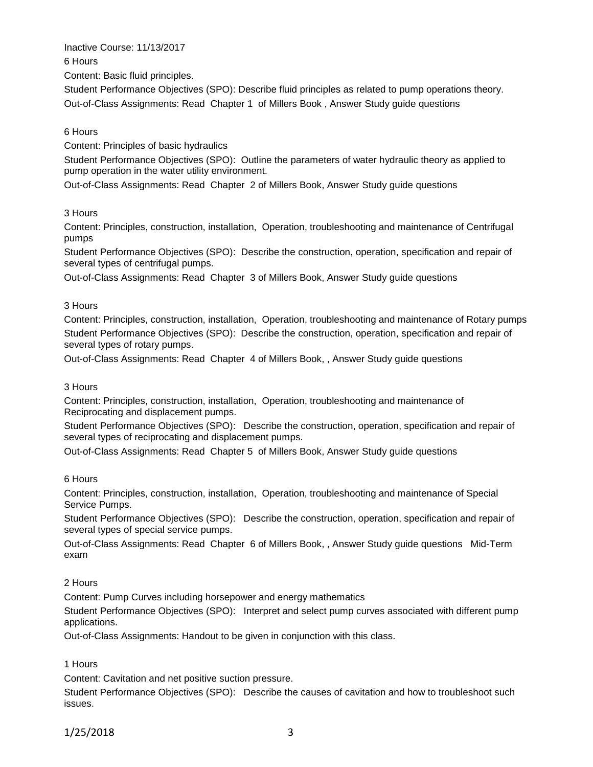Inactive Course: 11/13/2017

6 Hours

Content: Basic fluid principles.

Student Performance Objectives (SPO): Describe fluid principles as related to pump operations theory.

Out-of-Class Assignments: Read Chapter 1 of Millers Book , Answer Study guide questions

6 Hours

Content: Principles of basic hydraulics

Student Performance Objectives (SPO): Outline the parameters of water hydraulic theory as applied to pump operation in the water utility environment.

Out-of-Class Assignments: Read Chapter 2 of Millers Book, Answer Study guide questions

3 Hours

Content: Principles, construction, installation, Operation, troubleshooting and maintenance of Centrifugal pumps

Student Performance Objectives (SPO): Describe the construction, operation, specification and repair of several types of centrifugal pumps.

Out-of-Class Assignments: Read Chapter 3 of Millers Book, Answer Study guide questions

3 Hours

Content: Principles, construction, installation, Operation, troubleshooting and maintenance of Rotary pumps

Student Performance Objectives (SPO): Describe the construction, operation, specification and repair of several types of rotary pumps.

Out-of-Class Assignments: Read Chapter 4 of Millers Book, , Answer Study guide questions

3 Hours

Content: Principles, construction, installation, Operation, troubleshooting and maintenance of Reciprocating and displacement pumps.

Student Performance Objectives (SPO): Describe the construction, operation, specification and repair of several types of reciprocating and displacement pumps.

Out-of-Class Assignments: Read Chapter 5 of Millers Book, Answer Study guide questions

6 Hours

Content: Principles, construction, installation, Operation, troubleshooting and maintenance of Special Service Pumps.

Student Performance Objectives (SPO): Describe the construction, operation, specification and repair of several types of special service pumps.

Out-of-Class Assignments: Read Chapter 6 of Millers Book, , Answer Study guide questions Mid-Term exam

2 Hours

Content: Pump Curves including horsepower and energy mathematics

Student Performance Objectives (SPO): Interpret and select pump curves associated with different pump applications.

Out-of-Class Assignments: Handout to be given in conjunction with this class.

1 Hours

Content: Cavitation and net positive suction pressure.

Student Performance Objectives (SPO): Describe the causes of cavitation and how to troubleshoot such issues.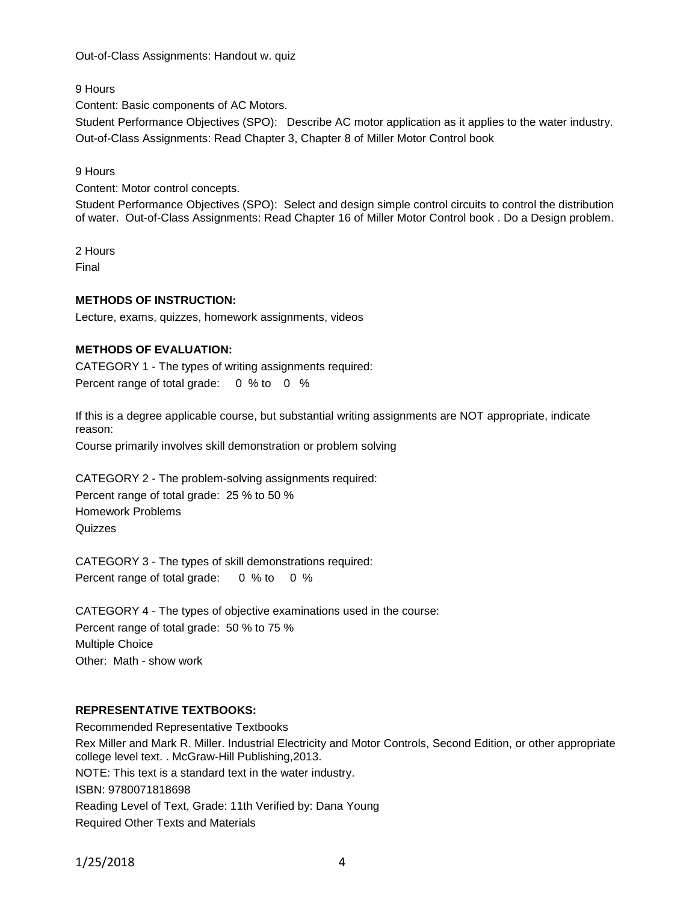Out-of-Class Assignments: Handout w. quiz

9 Hours

Content: Basic components of AC Motors.

Student Performance Objectives (SPO): Describe AC motor application as it applies to the water industry.

Out-of-Class Assignments: Read Chapter 3, Chapter 8 of Miller Motor Control book

9 Hours

Content: Motor control concepts.

Student Performance Objectives (SPO): Select and design simple control circuits to control the distribution of water. Out-of-Class Assignments: Read Chapter 16 of Miller Motor Control book . Do a Design problem.

2 Hours

Final

**METHODS OF INSTRUCTION:**

Lecture, exams, quizzes, homework assignments, videos

**METHODS OF EVALUATION:**

CATEGORY 1 - The types of writing assignments required:

Percent range of total grade: 0 % to 0 %

If this is a degree applicable course, but substantial writing assignments are NOT appropriate, indicate reason:

Course primarily involves skill demonstration or problem solving

CATEGORY 2 - The problem-solving assignments required:

Percent range of total grade: 25 % to 50 %

Homework Problems

Quizzes

CATEGORY 3 - The types of skill demonstrations required:

Percent range of total grade: 0 % to 0 %

CATEGORY 4 - The types of objective examinations used in the course:

Percent range of total grade: 50 % to 75 %

Multiple Choice

Other: Math - show work

**REPRESENTATIVE TEXTBOOKS:**

Recommended Representative Textbooks

Rex Miller and Mark R. Miller. Industrial Electricity and Motor Controls, Second Edition, or other appropriate college level text. . McGraw-Hill Publishing,2013.

NOTE: This text is a standard text in the water industry.

ISBN: 9780071818698

Reading Level of Text, Grade: 11th Verified by: Dana Young

Required Other Texts and Materials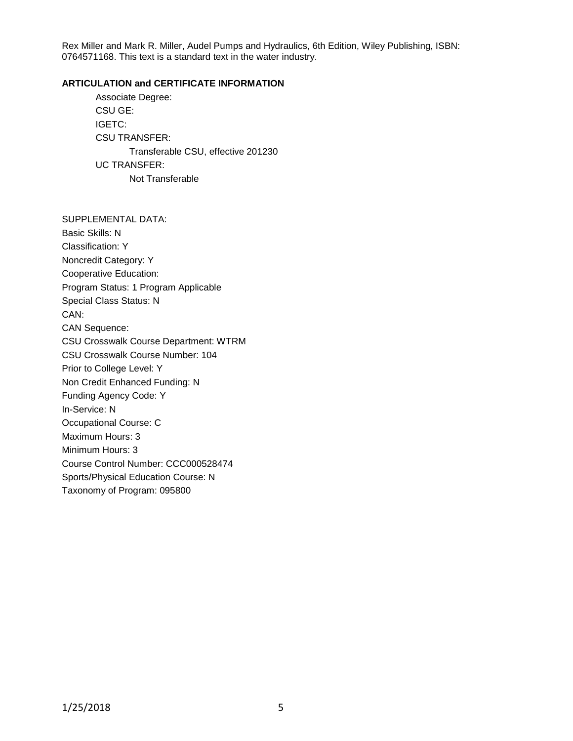Rex Miller and Mark R. Miller, Audel Pumps and Hydraulics, 6th Edition, Wiley Publishing, ISBN: 0764571168. This text is a standard text in the water industry.

**ARTICULATION and CERTIFICATE INFORMATION**

Associate Degree:
CSU GE:
IGETC:
CSU TRANSFER:
    Transferable CSU, effective 201230
UC TRANSFER:
    Not Transferable

SUPPLEMENTAL DATA:
Basic Skills: N
Classification: Y
Noncredit Category: Y
Cooperative Education:
Program Status: 1 Program Applicable
Special Class Status: N
CAN:
CAN Sequence:
CSU Crosswalk Course Department: WTRM
CSU Crosswalk Course Number: 104
Prior to College Level: Y
Non Credit Enhanced Funding: N
Funding Agency Code: Y
In-Service: N
Occupational Course: C
Maximum Hours: 3
Minimum Hours: 3
Course Control Number: CCC000528474
Sports/Physical Education Course: N
Taxonomy of Program: 095800